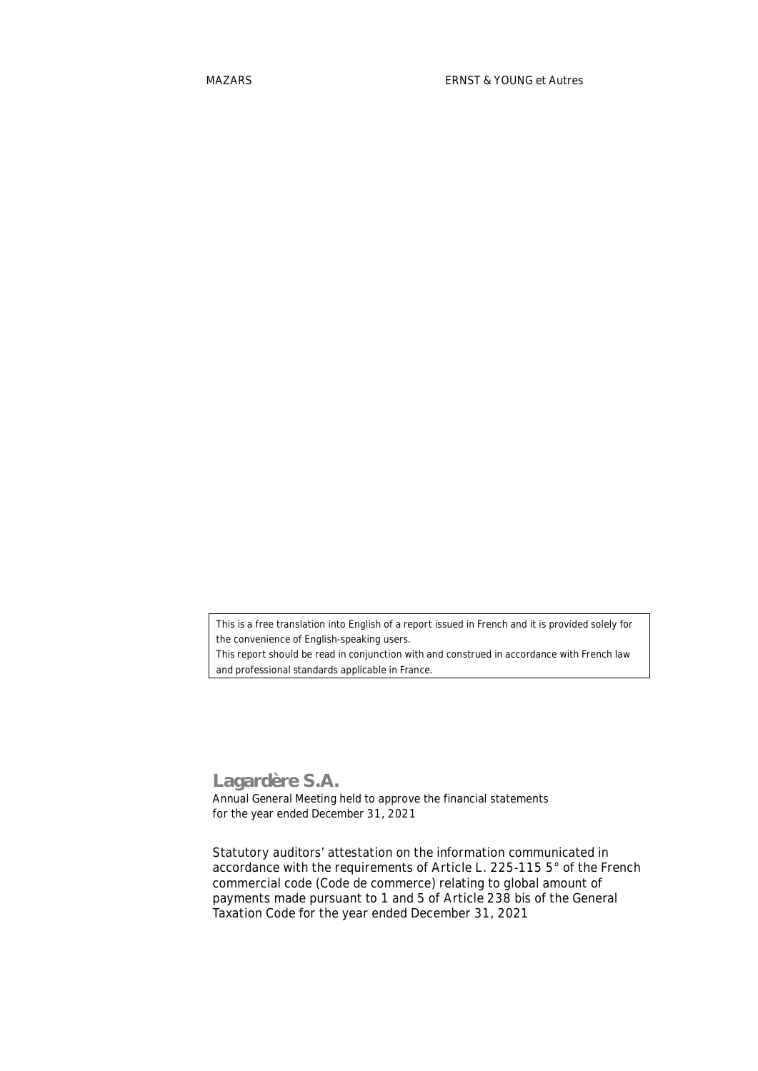MAZARS

ERNST & YOUNG et Autres

This is a free translation into English of a report issued in French and it is provided solely for the convenience of English-speaking users.
This report should be read in conjunction with and construed in accordance with French law and professional standards applicable in France.

# Lagardère S.A.

Annual General Meeting held to approve the financial statements for the year ended December 31, 2021

Statutory auditors' attestation on the information communicated in accordance with the requirements of Article L. 225-115 5° of the French commercial code (Code de commerce) relating to global amount of payments made pursuant to 1 and 5 of Article 238 bis of the General Taxation Code for the year ended December 31, 2021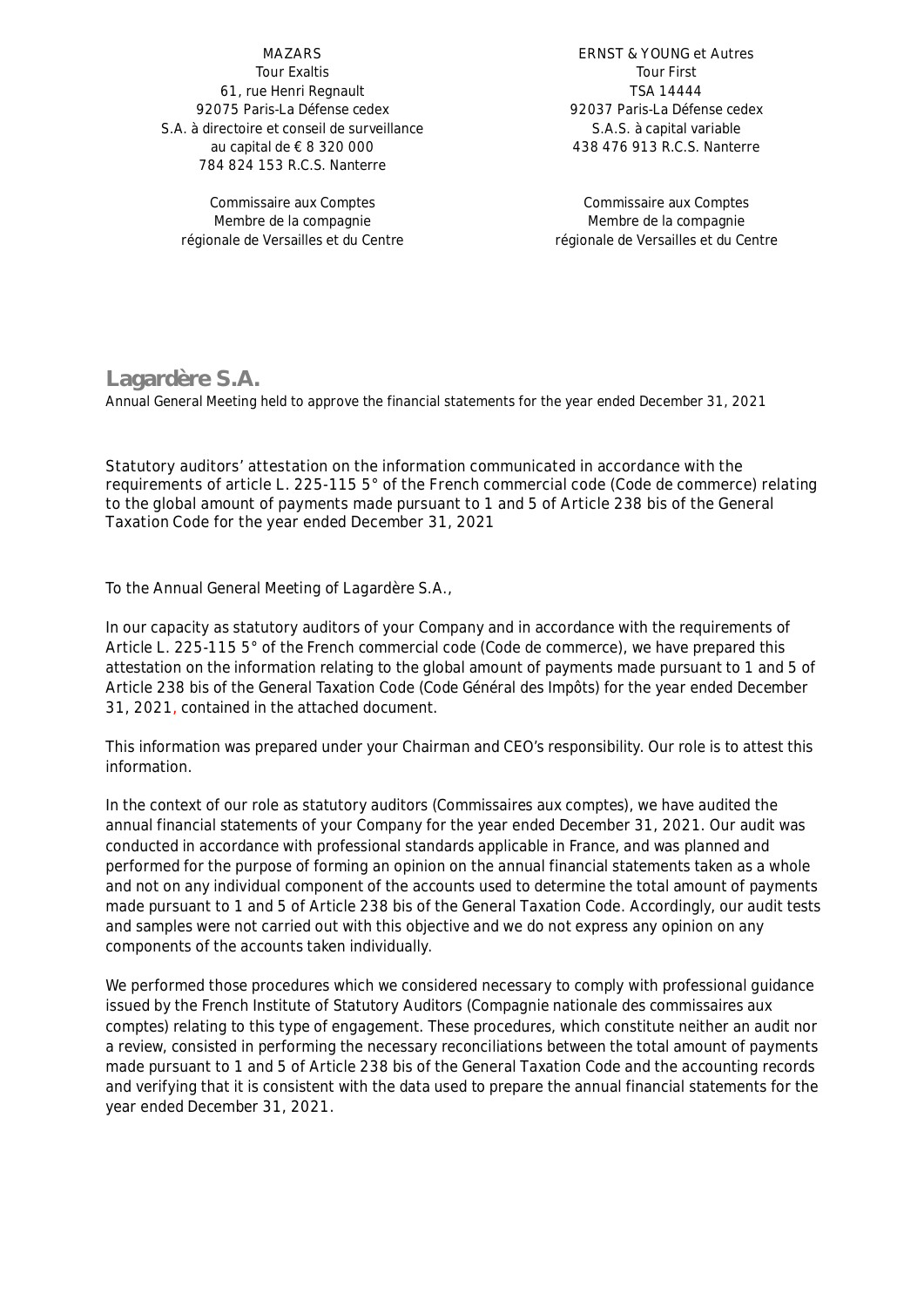MAZARS
Tour Exaltis
61, rue Henri Regnault
92075 Paris-La Défense cedex
S.A. à directoire et conseil de surveillance
au capital de € 8 320 000
784 824 153 R.C.S. Nanterre

Commissaire aux Comptes
Membre de la compagnie
régionale de Versailles et du Centre

ERNST & YOUNG et Autres
Tour First
TSA 14444
92037 Paris-La Défense cedex
S.A.S. à capital variable
438 476 913 R.C.S. Nanterre

Commissaire aux Comptes
Membre de la compagnie
régionale de Versailles et du Centre

# Lagardère S.A.

Annual General Meeting held to approve the financial statements for the year ended December 31, 2021

Statutory auditors' attestation on the information communicated in accordance with the requirements of article L. 225-115 5° of the French commercial code (Code de commerce) relating to the global amount of payments made pursuant to 1 and 5 of Article 238 bis of the General Taxation Code for the year ended December 31, 2021

To the Annual General Meeting of Lagardère S.A.,

In our capacity as statutory auditors of your Company and in accordance with the requirements of Article L. 225-115 5° of the French commercial code (Code de commerce), we have prepared this attestation on the information relating to the global amount of payments made pursuant to 1 and 5 of Article 238 bis of the General Taxation Code (Code Général des Impôts) for the year ended December 31, 2021, contained in the attached document.

This information was prepared under your Chairman and CEO's responsibility. Our role is to attest this information.

In the context of our role as statutory auditors (Commissaires aux comptes), we have audited the annual financial statements of your Company for the year ended December 31, 2021. Our audit was conducted in accordance with professional standards applicable in France, and was planned and performed for the purpose of forming an opinion on the annual financial statements taken as a whole and not on any individual component of the accounts used to determine the total amount of payments made pursuant to 1 and 5 of Article 238 bis of the General Taxation Code. Accordingly, our audit tests and samples were not carried out with this objective and we do not express any opinion on any components of the accounts taken individually.

We performed those procedures which we considered necessary to comply with professional guidance issued by the French Institute of Statutory Auditors (Compagnie nationale des commissaires aux comptes) relating to this type of engagement. These procedures, which constitute neither an audit nor a review, consisted in performing the necessary reconciliations between the total amount of payments made pursuant to 1 and 5 of Article 238 bis of the General Taxation Code and the accounting records and verifying that it is consistent with the data used to prepare the annual financial statements for the year ended December 31, 2021.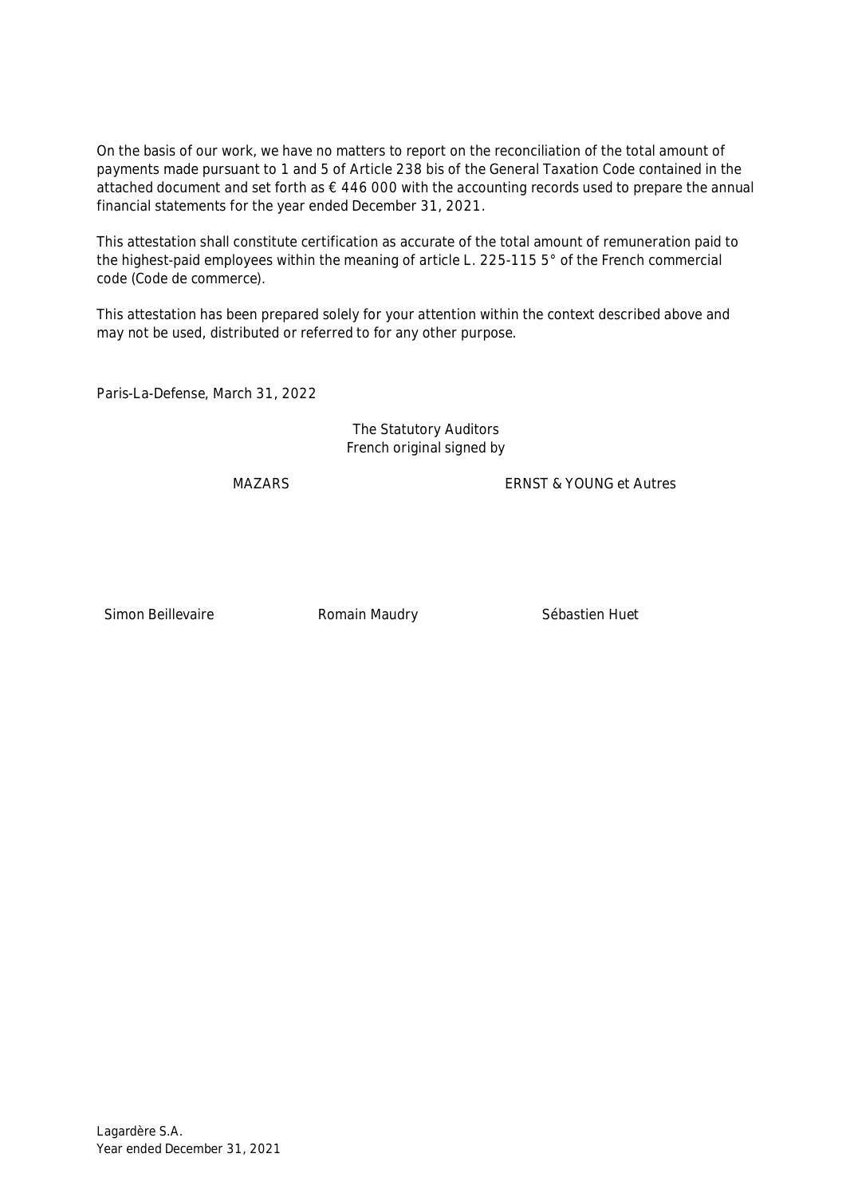On the basis of our work, we have no matters to report on the reconciliation of the total amount of payments made pursuant to 1 and 5 of Article 238 bis of the General Taxation Code contained in the attached document and set forth as € 446 000 with the accounting records used to prepare the annual financial statements for the year ended December 31, 2021.

This attestation shall constitute certification as accurate of the total amount of remuneration paid to the highest-paid employees within the meaning of article L. 225-115 5° of the French commercial code (Code de commerce).

This attestation has been prepared solely for your attention within the context described above and may not be used, distributed or referred to for any other purpose.

Paris-La-Defense, March 31, 2022

The Statutory Auditors
French original signed by

MAZARS

Simon Beillevaire

Romain Maudry

ERNST & YOUNG et Autres

Sébastien Huet